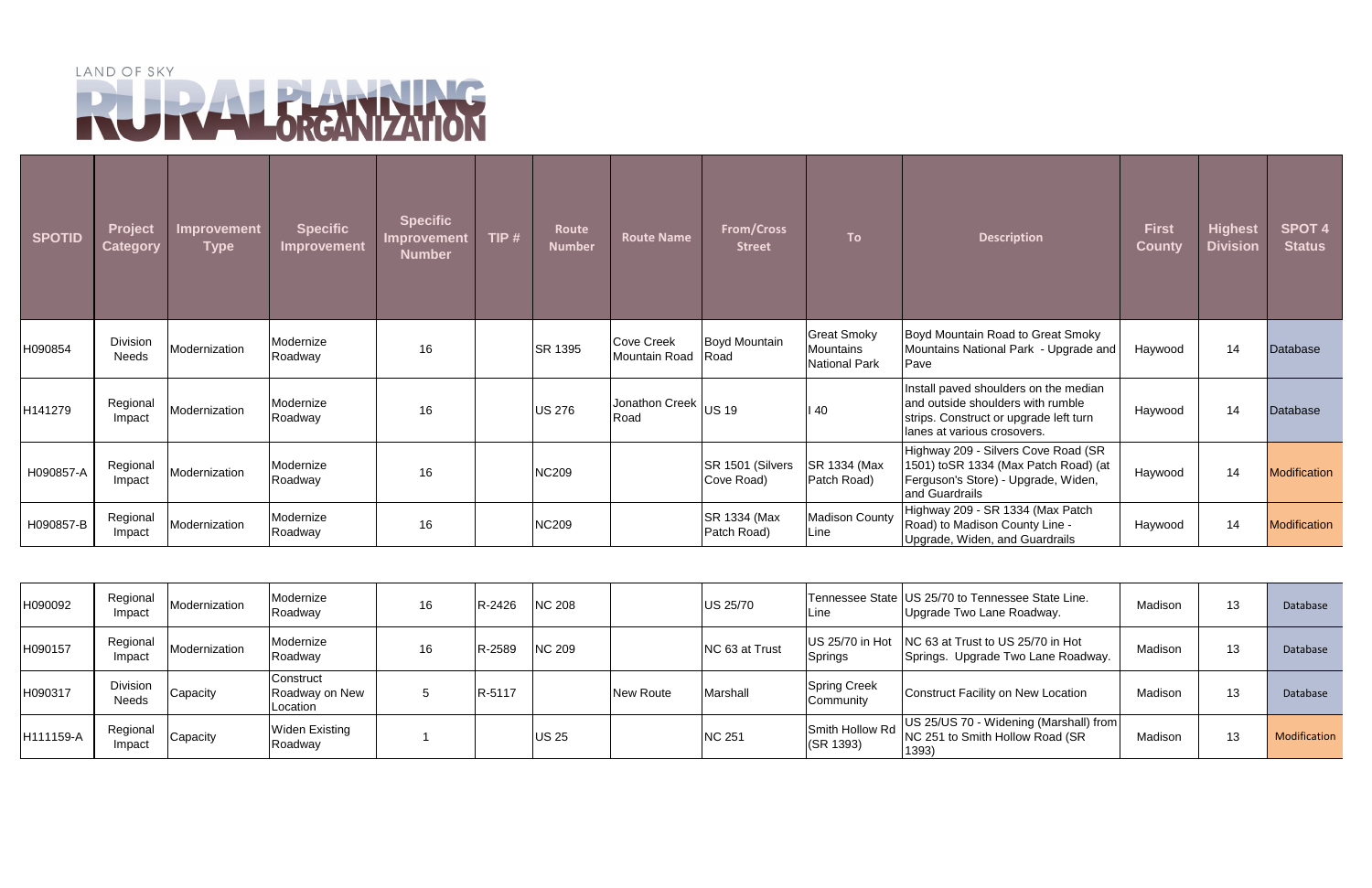# LAND OF SKY RURAL PLANNING ORGANIZATION

| SPOTID | Project Category | Improvement Type | Specific Improvement | Specific Improvement Number | TIP # | Route Number | Route Name | From/Cross Street | To | Description | First County | Highest Division | SPOT 4 Status |
|---|---|---|---|---|---|---|---|---|---|---|---|---|---|
| H090854 | Division Needs | Modernization | Modernize Roadway | 16 | | SR 1395 | Cove Creek Mountain Road | Boyd Mountain Road | Great Smoky Mountains National Park | Boyd Mountain Road to Great Smoky Mountains National Park - Upgrade and Pave | Haywood | 14 | Database |
| H141279 | Regional Impact | Modernization | Modernize Roadway | 16 | | US 276 | Jonathon Creek Road | US 19 | I 40 | Install paved shoulders on the median and outside shoulders with rumble strips. Construct or upgrade left turn lanes at various crosovers. | Haywood | 14 | Database |
| H090857-A | Regional Impact | Modernization | Modernize Roadway | 16 | | NC209 | | SR 1501 (Silvers Cove Road) | SR 1334 (Max Patch Road) | Highway 209 - Silvers Cove Road (SR 1501) toSR 1334 (Max Patch Road) (at Ferguson's Store) - Upgrade, Widen, and Guardrails | Haywood | 14 | Modification |
| H090857-B | Regional Impact | Modernization | Modernize Roadway | 16 | | NC209 | | SR 1334 (Max Patch Road) | Madison County Line | Highway 209 - SR 1334 (Max Patch Road) to Madison County Line - Upgrade, Widen, and Guardrails | Haywood | 14 | Modification |
| H090092 | Regional Impact | Modernization | Modernize Roadway | 16 | R-2426 | NC 208 | | US 25/70 | Tennessee State Line | US 25/70 to Tennessee State Line. Upgrade Two Lane Roadway. | Madison | 13 | Database |
| H090157 | Regional Impact | Modernization | Modernize Roadway | 16 | R-2589 | NC 209 | | NC 63 at Trust | US 25/70 in Hot Springs | NC 63 at Trust to US 25/70 in Hot Springs. Upgrade Two Lane Roadway. | Madison | 13 | Database |
| H090317 | Division Needs | Capacity | Construct Roadway on New Location | 5 | R-5117 | | New Route | Marshall | Spring Creek Community | Construct Facility on New Location | Madison | 13 | Database |
| H111159-A | Regional Impact | Capacity | Widen Existing Roadway | 1 | | US 25 | | NC 251 | Smith Hollow Rd (SR 1393) | US 25/US 70 - Widening (Marshall) from NC 251 to Smith Hollow Road (SR 1393) | Madison | 13 | Modification |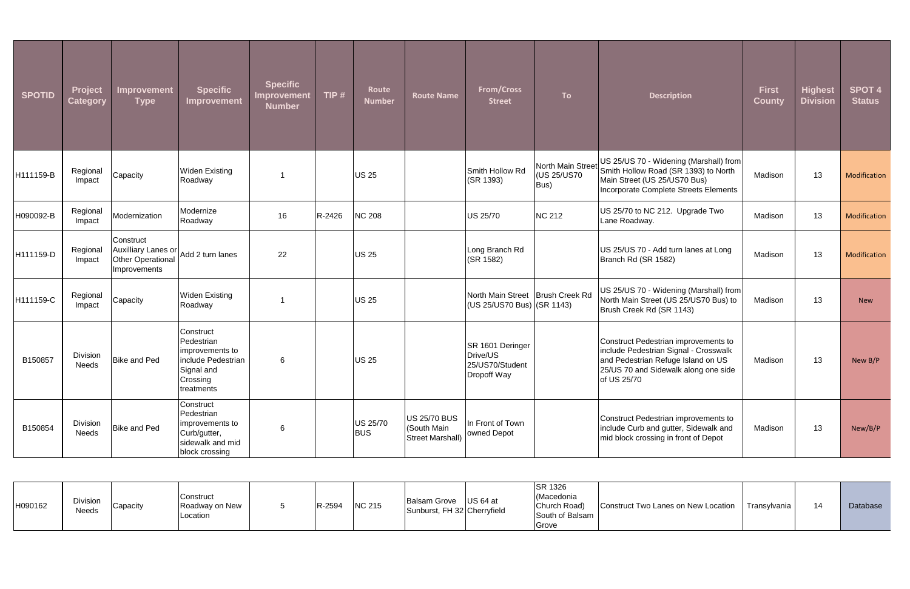| SPOTID | Project Category | Improvement Type | Specific Improvement | Specific Improvement Number | TIP # | Route Number | Route Name | From/Cross Street | To | Description | First County | Highest Division | SPOT 4 Status |
|---|---|---|---|---|---|---|---|---|---|---|---|---|---|
| H111159-B | Regional Impact | Capacity | Widen Existing Roadway | 1 | | US 25 | | Smith Hollow Rd (SR 1393) | North Main Street (US 25/US70 Bus) | US 25/US 70 - Widening (Marshall) from Smith Hollow Road (SR 1393) to North Main Street (US 25/US70 Bus) Incorporate Complete Streets Elements | Madison | 13 | Modification |
| H090092-B | Regional Impact | Modernization | Modernize Roadway | 16 | R-2426 | NC 208 | | US 25/70 | NC 212 | US 25/70 to NC 212. Upgrade Two Lane Roadway. | Madison | 13 | Modification |
| H111159-D | Regional Impact | Construct Auxilliary Lanes or Other Operational Improvements | Add 2 turn lanes | 22 | | US 25 | | Long Branch Rd (SR 1582) | | US 25/US 70 - Add turn lanes at Long Branch Rd (SR 1582) | Madison | 13 | Modification |
| H111159-C | Regional Impact | Capacity | Widen Existing Roadway | 1 | | US 25 | | North Main Street (US 25/US70 Bus) | Brush Creek Rd (SR 1143) | US 25/US 70 - Widening (Marshall) from North Main Street (US 25/US70 Bus) to Brush Creek Rd (SR 1143) | Madison | 13 | New |
| B150857 | Division Needs | Bike and Ped | Construct Pedestrian improvements to include Pedestrian Signal and Crossing treatments | 6 | | US 25 | | SR 1601 Deringer Drive/US 25/US70/Student Dropoff Way | | Construct Pedestrian improvements to include Pedestrian Signal - Crosswalk and Pedestrian Refuge Island on US 25/US 70 and Sidewalk along one side of US 25/70 | Madison | 13 | New B/P |
| B150854 | Division Needs | Bike and Ped | Construct Pedestrian improvements to Curb/gutter, sidewalk and mid block crossing | 6 | | US 25/70 BUS | US 25/70 BUS (South Main Street Marshall) | In Front of Town owned Depot | | Construct Pedestrian improvements to include Curb and gutter, Sidewalk and mid block crossing in front of Depot | Madison | 13 | New/B/P |
| H090162 | Division Needs | Capacity | Construct Roadway on New Location | 5 | R-2594 | NC 215 | Balsam Grove Sunburst, FH 32 | US 64 at Cherryfield | SR 1326 (Macedonia Church Road) South of Balsam Grove | Construct Two Lanes on New Location | Transylvania | 14 | Database |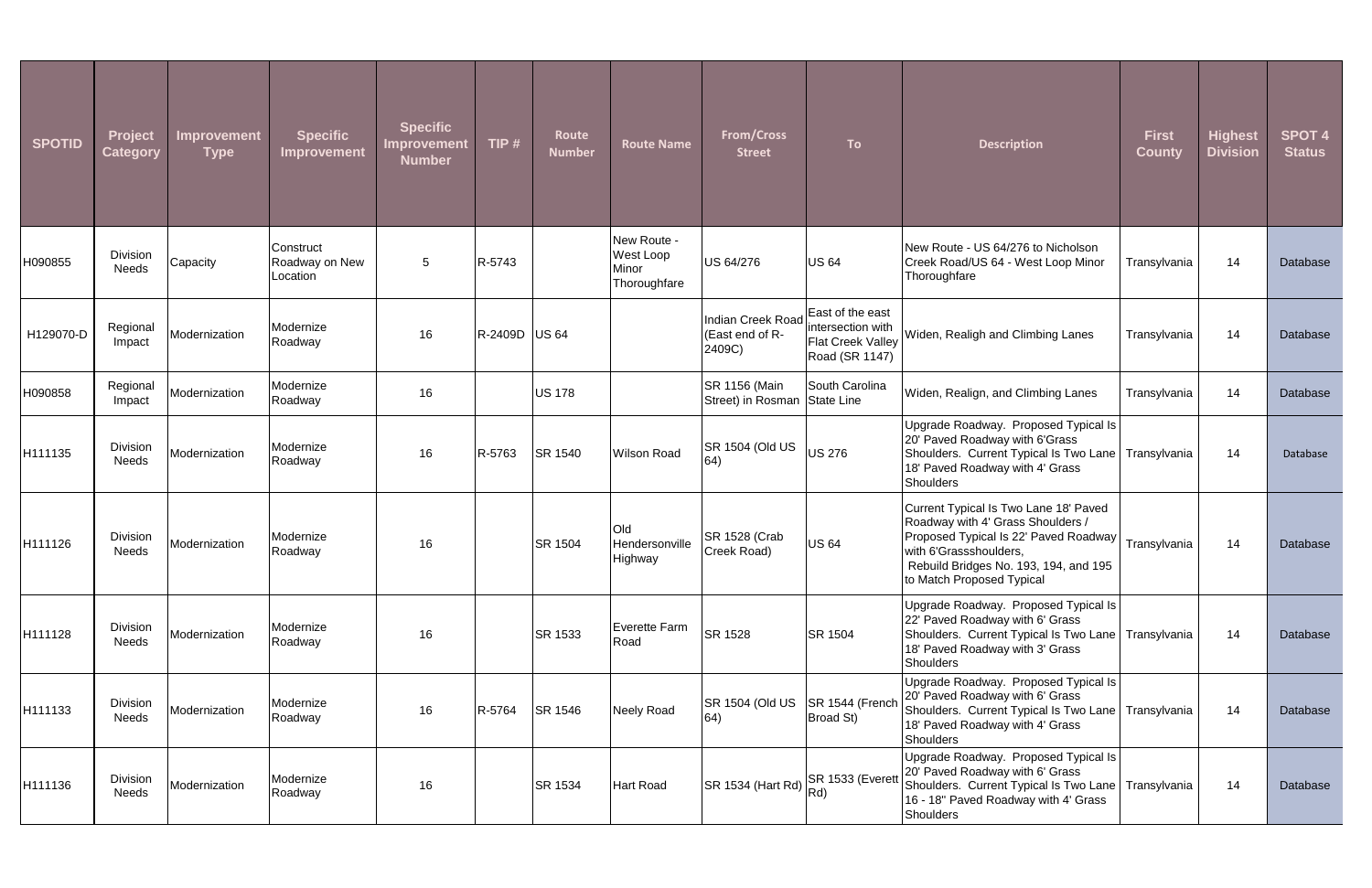| SPOTID | Project Category | Improvement Type | Specific Improvement | Specific Improvement Number | TIP # | Route Number | Route Name | From/Cross Street | To | Description | First County | Highest Division | SPOT 4 Status |
|---|---|---|---|---|---|---|---|---|---|---|---|---|---|
| H090855 | Division Needs | Capacity | Construct Roadway on New Location | 5 | R-5743 | | New Route - West Loop Minor Thoroughfare | US 64/276 | US 64 | New Route - US 64/276 to Nicholson Creek Road/US 64 - West Loop Minor Thoroughfare | Transylvania | 14 | Database |
| H129070-D | Regional Impact | Modernization | Modernize Roadway | 16 | R-2409D | US 64 | | Indian Creek Road (East end of R-2409C) | East of the east intersection with Flat Creek Valley Road (SR 1147) | Widen, Realigh and Climbing Lanes | Transylvania | 14 | Database |
| H090858 | Regional Impact | Modernization | Modernize Roadway | 16 | | US 178 | | SR 1156 (Main Street) in Rosman | South Carolina State Line | Widen, Realign, and Climbing Lanes | Transylvania | 14 | Database |
| H111135 | Division Needs | Modernization | Modernize Roadway | 16 | R-5763 | SR 1540 | Wilson Road | SR 1504 (Old US 64) | US 276 | Upgrade Roadway. Proposed Typical Is 20' Paved Roadway with 6'Grass Shoulders. Current Typical Is Two Lane 18' Paved Roadway with 4' Grass Shoulders | Transylvania | 14 | Database |
| H111126 | Division Needs | Modernization | Modernize Roadway | 16 | | SR 1504 | Old Hendersonville Highway | SR 1528 (Crab Creek Road) | US 64 | Current Typical Is Two Lane 18' Paved Roadway with 4' Grass Shoulders / Proposed Typical Is 22' Paved Roadway with 6'Grassshoulders, Rebuild Bridges No. 193, 194, and 195 to Match Proposed Typical | Transylvania | 14 | Database |
| H111128 | Division Needs | Modernization | Modernize Roadway | 16 | | SR 1533 | Everette Farm Road | SR 1528 | SR 1504 | Upgrade Roadway. Proposed Typical Is 22' Paved Roadway with 6' Grass Shoulders. Current Typical Is Two Lane 18' Paved Roadway with 3' Grass Shoulders | Transylvania | 14 | Database |
| H111133 | Division Needs | Modernization | Modernize Roadway | 16 | R-5764 | SR 1546 | Neely Road | SR 1504 (Old US 64) | SR 1544 (French Broad St) | Upgrade Roadway. Proposed Typical Is 20' Paved Roadway with 6' Grass Shoulders. Current Typical Is Two Lane 18' Paved Roadway with 4' Grass Shoulders | Transylvania | 14 | Database |
| H111136 | Division Needs | Modernization | Modernize Roadway | 16 | | SR 1534 | Hart Road | SR 1534 (Hart Rd) | SR 1533 (Everett Rd) | Upgrade Roadway. Proposed Typical Is 20' Paved Roadway with 6' Grass Shoulders. Current Typical Is Two Lane 16 - 18'' Paved Roadway with 4' Grass Shoulders | Transylvania | 14 | Database |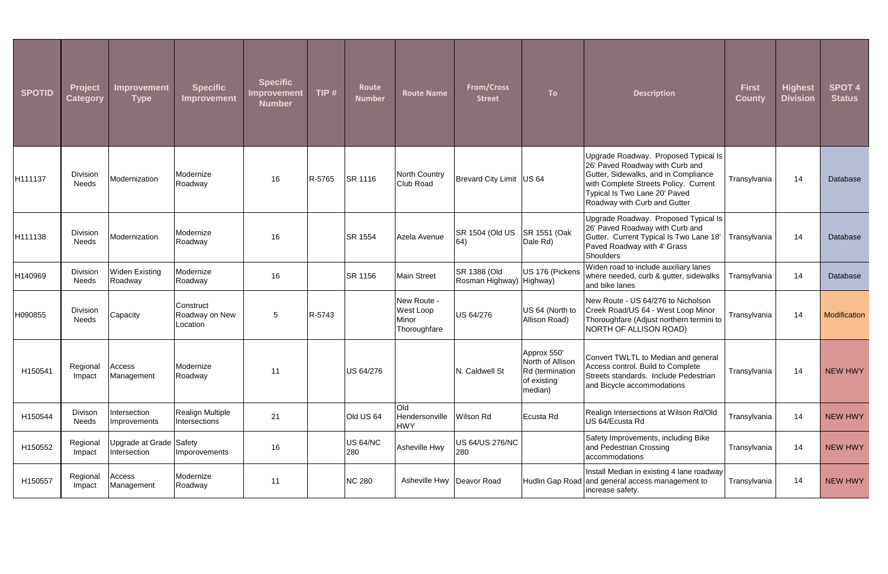| SPOTID | Project Category | Improvement Type | Specific Improvement | Specific Improvement Number | TIP # | Route Number | Route Name | From/Cross Street | To | Description | First County | Highest Division | SPOT 4 Status |
|---|---|---|---|---|---|---|---|---|---|---|---|---|---|
| H111137 | Division Needs | Modernization | Modernize Roadway | 16 | R-5765 | SR 1116 | North Country Club Road | Brevard City Limit | US 64 | Upgrade Roadway. Proposed Typical Is 26' Paved Roadway with Curb and Gutter, Sidewalks, and in Compliance with Complete Streets Policy. Current Typical Is Two Lane 20' Paved Roadway with Curb and Gutter | Transylvania | 14 | Database |
| H111138 | Division Needs | Modernization | Modernize Roadway | 16 | | SR 1554 | Azela Avenue | SR 1504 (Old US 64) | SR 1551 (Oak Dale Rd) | Upgrade Roadway. Proposed Typical Is 26' Paved Roadway with Curb and Gutter. Current Typical Is Two Lane 18' Paved Roadway with 4' Grass Shoulders | Transylvania | 14 | Database |
| H140969 | Division Needs | Widen Existing Roadway | Modernize Roadway | 16 | | SR 1156 | Main Street | SR 1388 (Old Rosman Highway) | US 176 (Pickens Highway) | Widen road to include auxiliary lanes where needed, curb & gutter, sidewalks and bike lanes | Transylvania | 14 | Database |
| H090855 | Division Needs | Capacity | Construct Roadway on New Location | 5 | R-5743 | | New Route - West Loop Minor Thoroughfare | US 64/276 | US 64 (North to Allison Road) | New Route - US 64/276 to Nicholson Creek Road/US 64 - West Loop Minor Thoroughfare (Adjust northern termini to NORTH OF ALLISON ROAD) | Transylvania | 14 | Modification |
| H150541 | Regional Impact | Access Management | Modernize Roadway | 11 | | US 64/276 | | N. Caldwell St | Approx 550' North of Allison Rd (termination of existing median) | Convert TWLTL to Median and general Access control. Build to Complete Streets standards. Include Pedestrian and Bicycle accommodations | Transylvania | 14 | NEW HWY |
| H150544 | Divison Needs | Intersection Improvements | Realign Multiple Intersections | 21 | | Old US 64 | Old Hendersonville HWY | Wilson Rd | Ecusta Rd | Realign Intersections at Wilson Rd/Old US 64/Ecusta Rd | Transylvania | 14 | NEW HWY |
| H150552 | Regional Impact | Upgrade at Grade Intersection | Safety Imporovements | 16 | | US 64/NC 280 | Asheville Hwy | US 64/US 276/NC 280 | | Safety Improvements, including Bike and Pedestrian Crossing accommodations | Transylvania | 14 | NEW HWY |
| H150557 | Regional Impact | Access Management | Modernize Roadway | 11 | | NC 280 | Asheville Hwy | Deavor Road | Hudlin Gap Road | Install Median in existing 4 lane roadway and general access management to increase safety. | Transylvania | 14 | NEW HWY |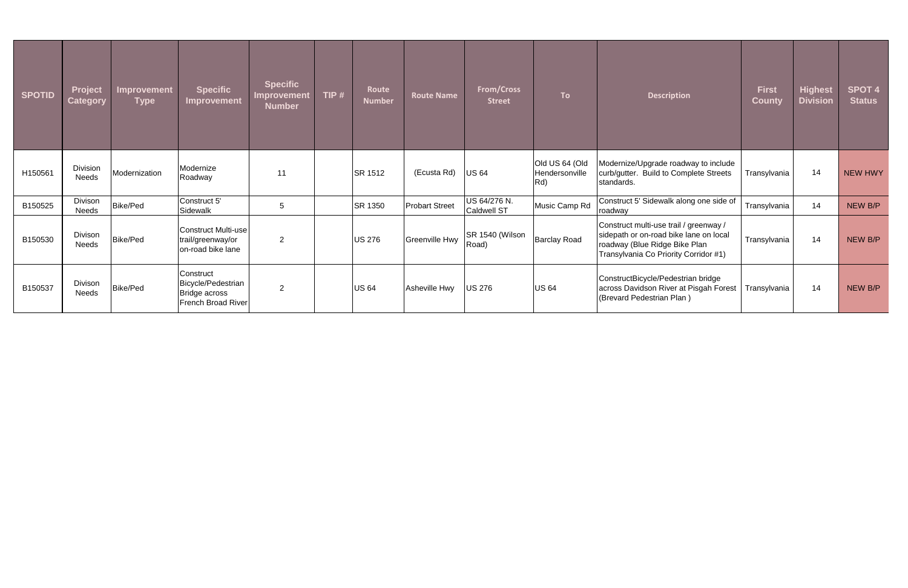| SPOTID | Project Category | Improvement Type | Specific Improvement | Specific Improvement Number | TIP # | Route Number | Route Name | From/Cross Street | To | Description | First County | Highest Division | SPOT 4 Status |
|---|---|---|---|---|---|---|---|---|---|---|---|---|---|
| H150561 | Division Needs | Modernization | Modernize Roadway | 11 | | SR 1512 | (Ecusta Rd) | US 64 | Old US 64 (Old Hendersonville Rd) | Modernize/Upgrade roadway to include curb/gutter. Build to Complete Streets standards. | Transylvania | 14 | NEW HWY |
| B150525 | Divison Needs | Bike/Ped | Construct 5' Sidewalk | 5 | | SR 1350 | Probart Street | US 64/276 N. Caldwell ST | Music Camp Rd | Construct 5' Sidewalk along one side of roadway | Transylvania | 14 | NEW B/P |
| B150530 | Divison Needs | Bike/Ped | Construct Multi-use trail/greenway/or on-road bike lane | 2 | | US 276 | Greenville Hwy | SR 1540 (Wilson Road) | Barclay Road | Construct multi-use trail / greenway / sidepath or on-road bike lane on local roadway (Blue Ridge Bike Plan Transylvania Co Priority Corridor #1) | Transylvania | 14 | NEW B/P |
| B150537 | Divison Needs | Bike/Ped | Construct Bicycle/Pedestrian Bridge across French Broad River | 2 | | US 64 | Asheville Hwy | US 276 | US 64 | ConstructBicycle/Pedestrian bridge across Davidson River at Pisgah Forest (Brevard Pedestrian Plan ) | Transylvania | 14 | NEW B/P |